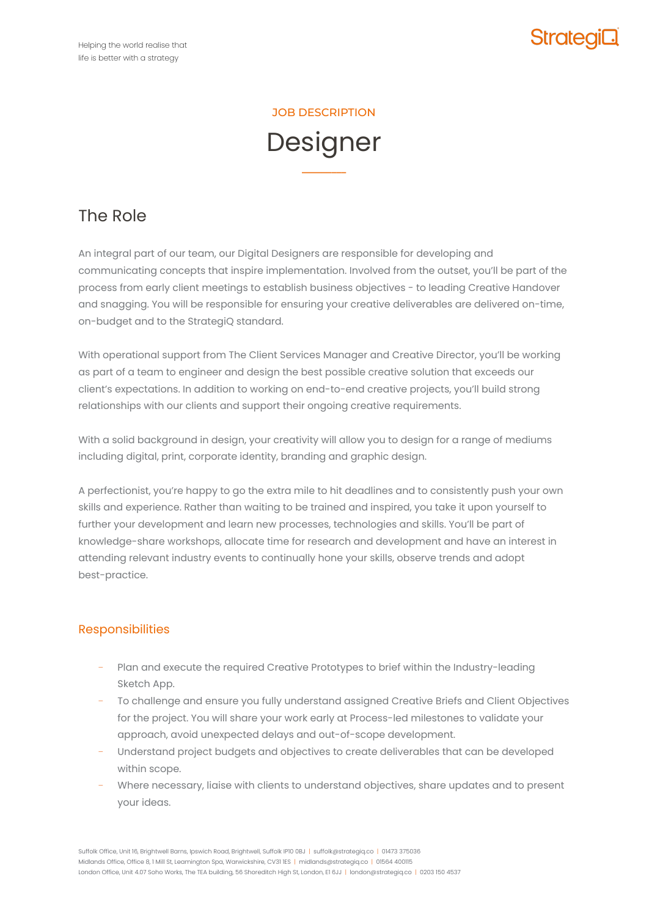Helping the world realise that life is better with a strategy

JOB DESCRIPTION

# Designer

## The Role

An integral part of our team, our Digital Designers are responsible for developing and communicating concepts that inspire implementation. Involved from the outset, you'll be part of the process from early client meetings to establish business objectives - to leading Creative Handover and snagging. You will be responsible for ensuring your creative deliverables are delivered on-time, on-budget and to the StrategiQ standard.

With operational support from The Client Services Manager and Creative Director, you'll be working as part of a team to engineer and design the best possible creative solution that exceeds our client's expectations. In addition to working on end-to-end creative projects, you'll build strong relationships with our clients and support their ongoing creative requirements.

With a solid background in design, your creativity will allow you to design for a range of mediums including digital, print, corporate identity, branding and graphic design.

A perfectionist, you're happy to go the extra mile to hit deadlines and to consistently push your own skills and experience. Rather than waiting to be trained and inspired, you take it upon yourself to further your development and learn new processes, technologies and skills. You'll be part of knowledge-share workshops, allocate time for research and development and have an interest in attending relevant industry events to continually hone your skills, observe trends and adopt best-practice.

### Responsibilities

- Plan and execute the required Creative Prototypes to brief within the Industry-leading Sketch App.
- To challenge and ensure you fully understand assigned Creative Briefs and Client Objectives for the project. You will share your work early at Process-led milestones to validate your approach, avoid unexpected delays and out-of-scope development.
- Understand project budgets and objectives to create deliverables that can be developed within scope.
- Where necessary, liaise with clients to understand objectives, share updates and to present your ideas.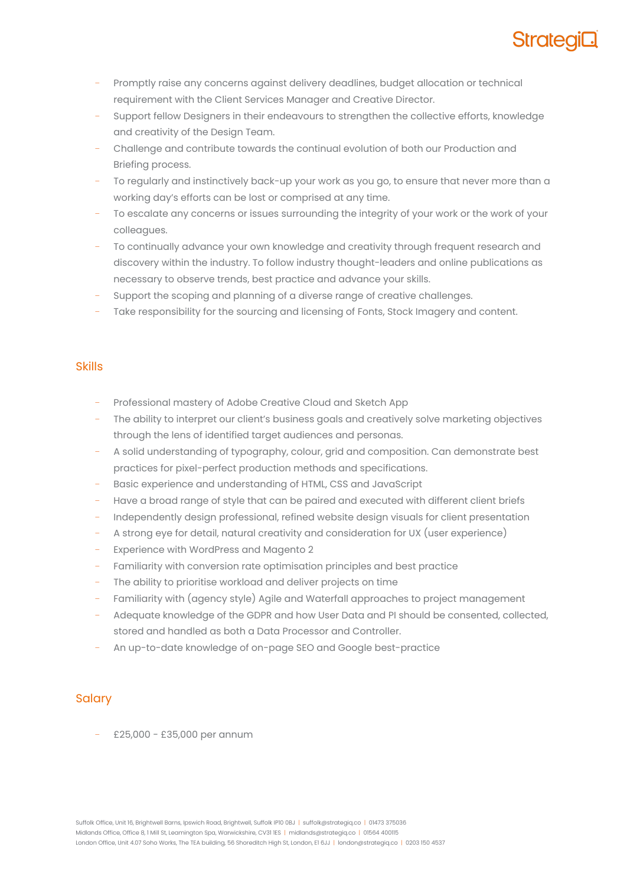- Promptly raise any concerns against delivery deadlines, budget allocation or technical requirement with the Client Services Manager and Creative Director.
- Support fellow Designers in their endeavours to strengthen the collective efforts, knowledge and creativity of the Design Team.
- Challenge and contribute towards the continual evolution of both our Production and Briefing process.
- To regularly and instinctively back-up your work as you go, to ensure that never more than a working day's efforts can be lost or comprised at any time.
- To escalate any concerns or issues surrounding the integrity of your work or the work of your colleagues.
- To continually advance your own knowledge and creativity through frequent research and discovery within the industry. To follow industry thought-leaders and online publications as necessary to observe trends, best practice and advance your skills.
- Support the scoping and planning of a diverse range of creative challenges.
- Take responsibility for the sourcing and licensing of Fonts, Stock Imagery and content.

## Skills

- Professional mastery of Adobe Creative Cloud and Sketch App
- The ability to interpret our client's business goals and creatively solve marketing objectives through the lens of identified target audiences and personas.
- A solid understanding of typography, colour, grid and composition. Can demonstrate best practices for pixel-perfect production methods and specifications.
- Basic experience and understanding of HTML, CSS and JavaScript
- Have a broad range of style that can be paired and executed with different client briefs
- Independently design professional, refined website design visuals for client presentation
- A strong eye for detail, natural creativity and consideration for UX (user experience)
- Experience with WordPress and Magento 2
- Familiarity with conversion rate optimisation principles and best practice
- The ability to prioritise workload and deliver projects on time
- Familiarity with (agency style) Agile and Waterfall approaches to project management
- Adequate knowledge of the GDPR and how User Data and PI should be consented, collected, stored and handled as both a Data Processor and Controller.
- An up-to-date knowledge of on-page SEO and Google best-practice

## Salary

- £25,000 - £35,000 per annum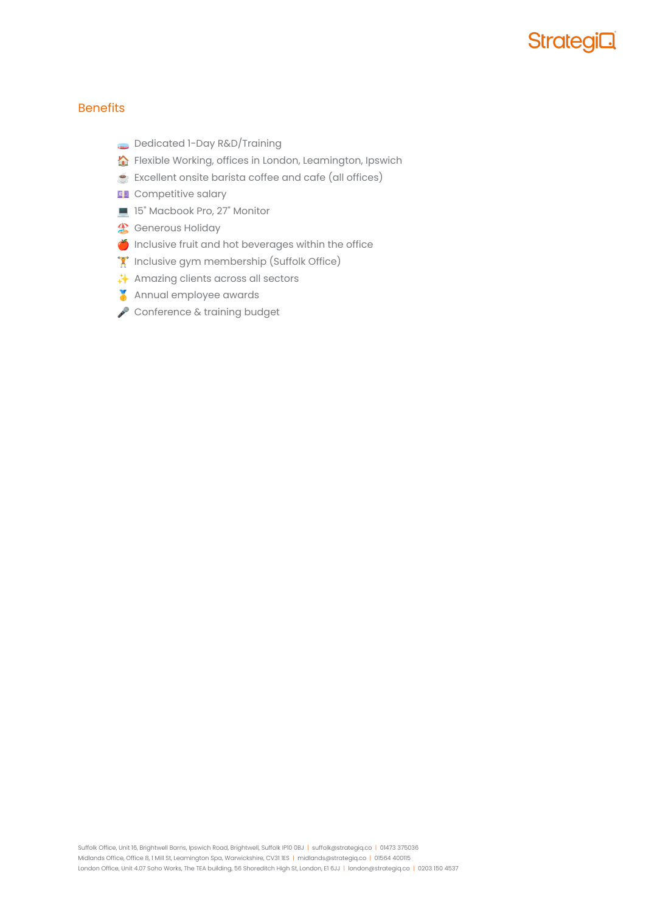## Benefits

- 🧫 Dedicated 1-Day R&D/Training
- 🏠 Flexible Working, offices in London, Leamington, Ipswich
- ☕ Excellent onsite barista coffee and cafe (all offices)
- 💷 Competitive salary
- 💻 15" Macbook Pro, 27" Monitor
- 🏖️ Generous Holiday
- 🍎 Inclusive fruit and hot beverages within the office
- 🏋️ Inclusive gym membership (Suffolk Office)
- ✨ Amazing clients across all sectors
- 🥇 Annual employee awards
- 🎤 Conference & training budget